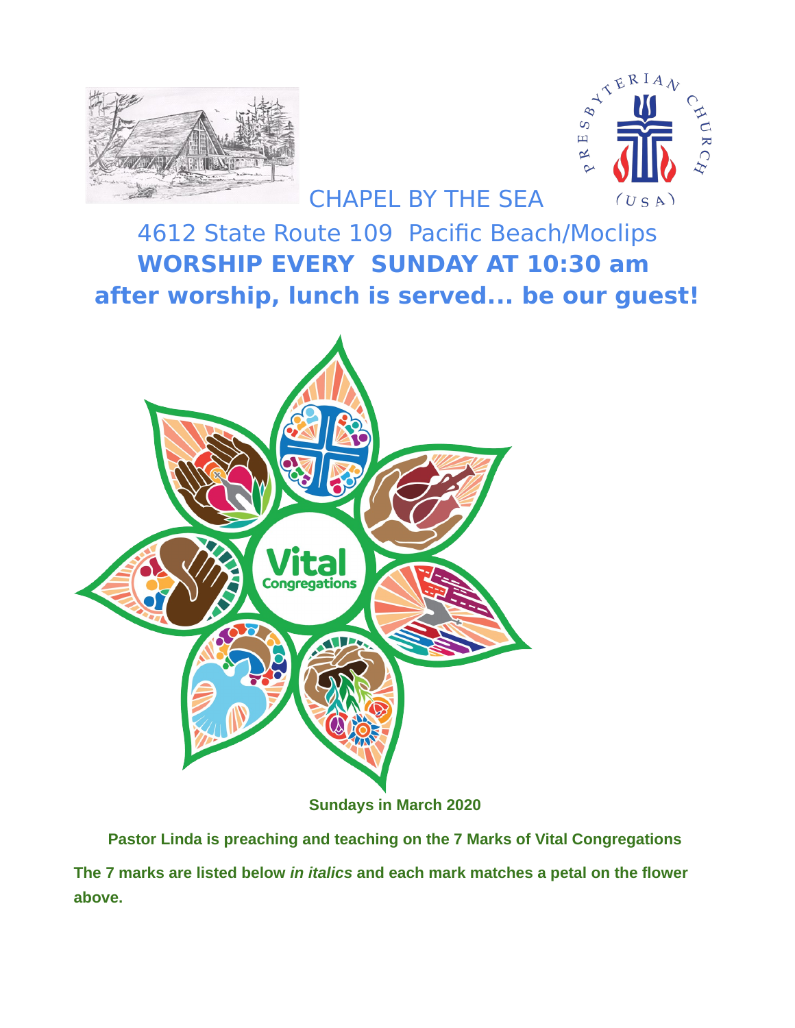# CHAPEL BY THE SEA

4612 State Route 109 Pacific Beach/Moclips

**WORSHIP EVERY SUNDAY AT 10:30 am**

**after worship, lunch is served... be our guest!**

**Sundays in March 2020**

**Pastor Linda is preaching and teaching on the 7 Marks of Vital Congregations**

**The 7 marks are listed below *in italics* and each mark matches a petal on the flower above.**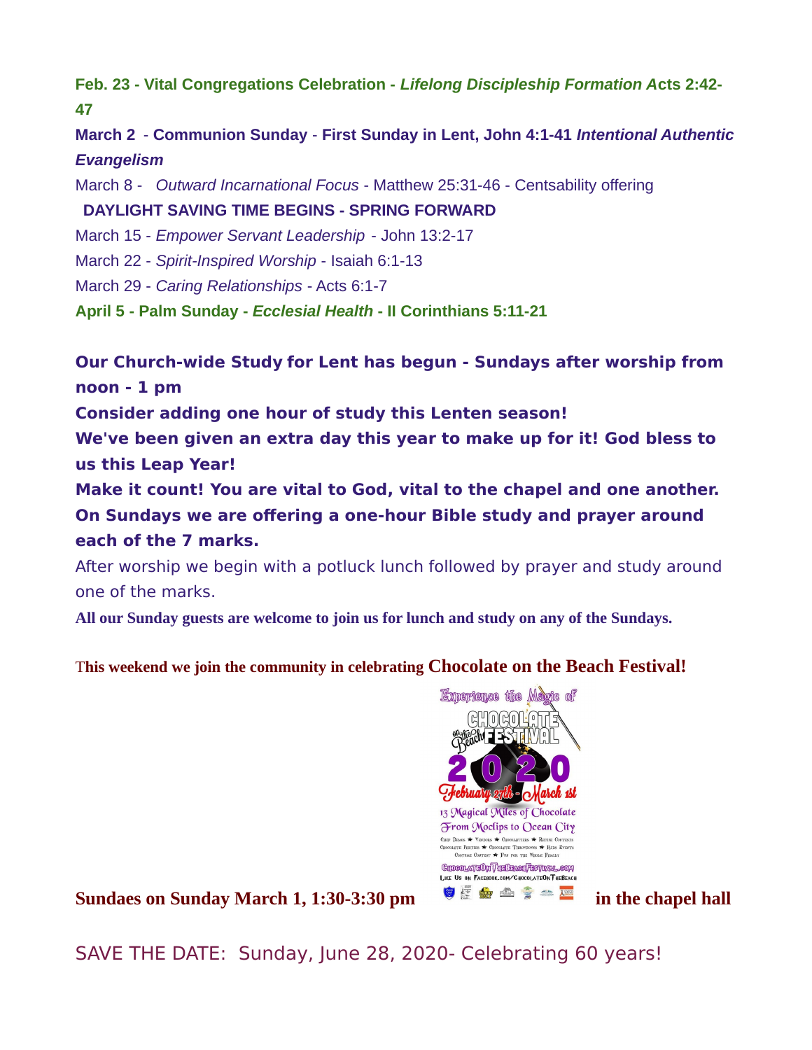**Feb. 23 - Vital Congregations Celebration -** ***Lifelong Discipleship Formation*** **Acts 2:42-47**

**March 2 - Communion Sunday - First Sunday in Lent, John 4:1-41** ***Intentional Authentic Evangelism***

March 8 - *Outward Incarnational Focus* - Matthew 25:31-46 - Centsability offering

**DAYLIGHT SAVING TIME BEGINS - SPRING FORWARD**

March 15 - *Empower Servant Leadership* - John 13:2-17

March 22 - *Spirit-Inspired Worship* - Isaiah 6:1-13

March 29 - *Caring Relationships* - Acts 6:1-7

**April 5 - Palm Sunday -** ***Ecclesial Health*** **- II Corinthians 5:11-21**

**Our Church-wide Study for Lent has begun - Sundays after worship from noon - 1 pm**

**Consider adding one hour of study this Lenten season!**

**We've been given an extra day this year to make up for it! God bless to us this Leap Year!**

**Make it count! You are vital to God, vital to the chapel and one another.**

**On Sundays we are offering a one-hour Bible study and prayer around each of the 7 marks.**

After worship we begin with a potluck lunch followed by prayer and study around one of the marks.

**All our Sunday guests are welcome to join us for lunch and study on any of the Sundays.**

**This weekend we join the community in celebrating Chocolate on the Beach Festival!**

Experience the Magic of CHOCOLATE on the Beach FESTIVAL 2020 February 27th - March 1st

13 Magical Miles of Chocolate From Moclips to Ocean City

Chef Demos ★ Vendors ★ Chocolatiers ★ Recipe Contests
Chocolate Parties ★ Chocolate Throwdowns ★ Kids Events
Costume Contest ★ Fun for the Whole Family

ChocolateOnTheBeachFestival.com
Like Us on Facebook.com/ChocolateOnTheBeach

**Sundaes on Sunday March 1, 1:30-3:30 pm in the chapel hall**

SAVE THE DATE: Sunday, June 28, 2020- Celebrating 60 years!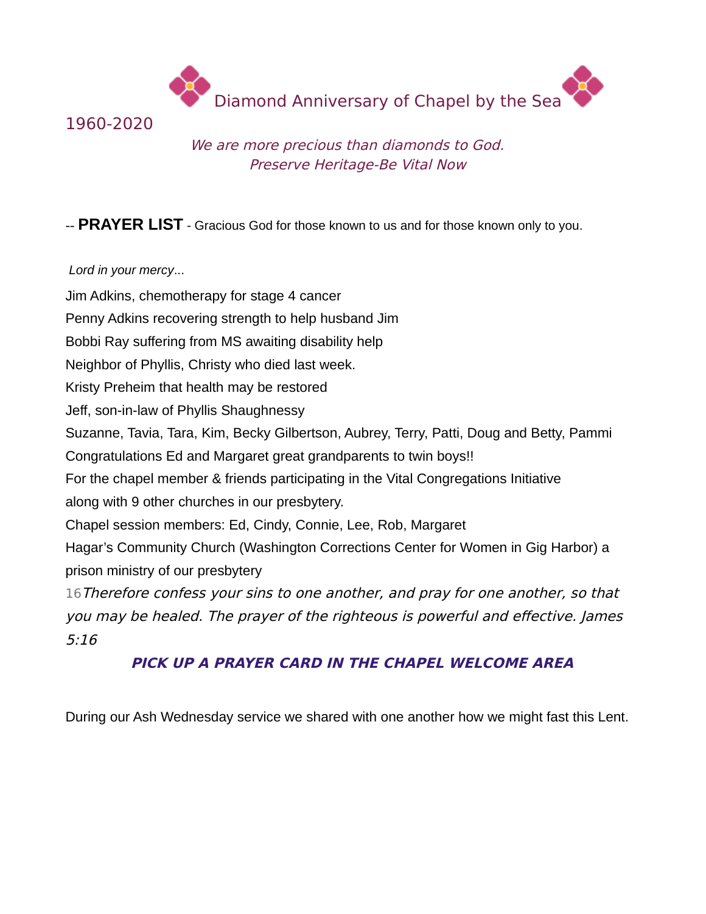Diamond Anniversary of Chapel by the Sea

1960-2020

*We are more precious than diamonds to God.*
*Preserve Heritage-Be Vital Now*

-- **PRAYER LIST** - Gracious God for those known to us and for those known only to you.

*Lord in your mercy*...

Jim Adkins, chemotherapy for stage 4 cancer

Penny Adkins recovering strength to help husband Jim

Bobbi Ray suffering from MS awaiting disability help

Neighbor of Phyllis, Christy who died last week.

Kristy Preheim that health may be restored

Jeff, son-in-law of Phyllis Shaughnessy

Suzanne, Tavia, Tara, Kim, Becky Gilbertson, Aubrey, Terry, Patti, Doug and Betty, Pammi

Congratulations Ed and Margaret great grandparents to twin boys!!

For the chapel member & friends participating in the Vital Congregations Initiative along with 9 other churches in our presbytery.

Chapel session members: Ed, Cindy, Connie, Lee, Rob, Margaret

Hagar's Community Church (Washington Corrections Center for Women in Gig Harbor) a prison ministry of our presbytery

16 *Therefore confess your sins to one another, and pray for one another, so that you may be healed. The prayer of the righteous is powerful and effective. James 5:16*

***PICK UP A PRAYER CARD IN THE CHAPEL WELCOME AREA***

During our Ash Wednesday service we shared with one another how we might fast this Lent.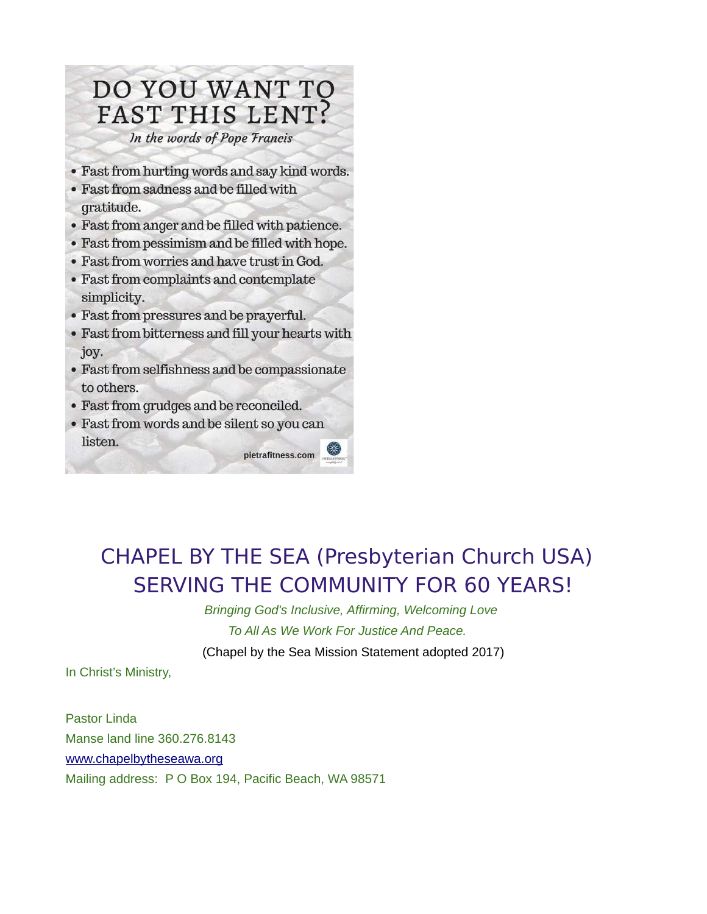# DO YOU WANT TO FAST THIS LENT?

*In the words of Pope Francis*

- Fast from hurting words and say kind words.
- Fast from sadness and be filled with gratitude.
- Fast from anger and be filled with patience.
- Fast from pessimism and be filled with hope.
- Fast from worries and have trust in God.
- Fast from complaints and contemplate simplicity.
- Fast from pressures and be prayerful.
- Fast from bitterness and fill your hearts with joy.
- Fast from selfishness and be compassionate to others.
- Fast from grudges and be reconciled.
- Fast from words and be silent so you can listen.

pietrafitness.com

## CHAPEL BY THE SEA (Presbyterian Church USA)
## SERVING THE COMMUNITY FOR 60 YEARS!

*Bringing God's Inclusive, Affirming, Welcoming Love*
*To All As We Work For Justice And Peace.*

(Chapel by the Sea Mission Statement adopted 2017)

In Christ's Ministry,

Pastor Linda
Manse land line 360.276.8143
www.chapelbytheseawa.org
Mailing address: P O Box 194, Pacific Beach, WA 98571